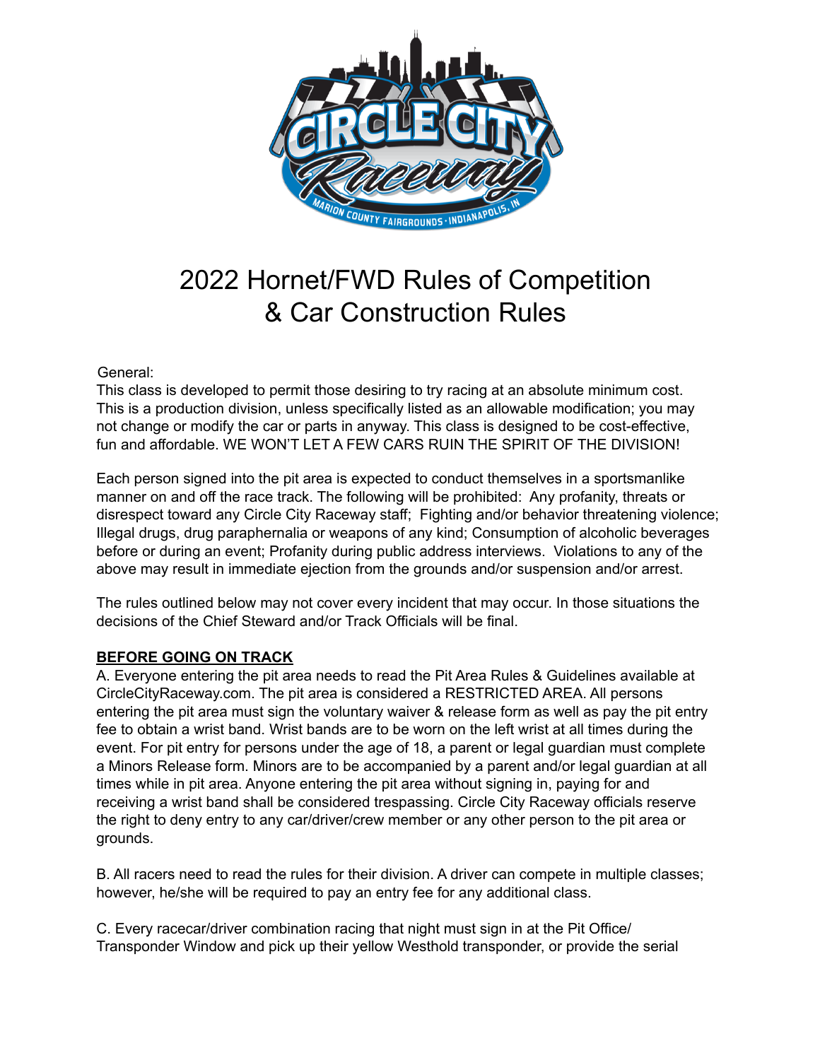# 2022 Hornet/FWD Rules of Competition & Car Construction Rules

General:

This class is developed to permit those desiring to try racing at an absolute minimum cost. This is a production division, unless specifically listed as an allowable modification; you may not change or modify the car or parts in anyway. This class is designed to be cost-effective, fun and affordable. WE WON'T LET A FEW CARS RUIN THE SPIRIT OF THE DIVISION!

Each person signed into the pit area is expected to conduct themselves in a sportsmanlike manner on and off the race track. The following will be prohibited: Any profanity, threats or disrespect toward any Circle City Raceway staff; Fighting and/or behavior threatening violence; Illegal drugs, drug paraphernalia or weapons of any kind; Consumption of alcoholic beverages before or during an event; Profanity during public address interviews. Violations to any of the above may result in immediate ejection from the grounds and/or suspension and/or arrest.

The rules outlined below may not cover every incident that may occur. In those situations the decisions of the Chief Steward and/or Track Officials will be final.

## BEFORE GOING ON TRACK

A. Everyone entering the pit area needs to read the Pit Area Rules & Guidelines available at CircleCityRaceway.com. The pit area is considered a RESTRICTED AREA. All persons entering the pit area must sign the voluntary waiver & release form as well as pay the pit entry fee to obtain a wrist band. Wrist bands are to be worn on the left wrist at all times during the event. For pit entry for persons under the age of 18, a parent or legal guardian must complete a Minors Release form. Minors are to be accompanied by a parent and/or legal guardian at all times while in pit area. Anyone entering the pit area without signing in, paying for and receiving a wrist band shall be considered trespassing. Circle City Raceway officials reserve the right to deny entry to any car/driver/crew member or any other person to the pit area or grounds.

B. All racers need to read the rules for their division. A driver can compete in multiple classes; however, he/she will be required to pay an entry fee for any additional class.

C. Every racecar/driver combination racing that night must sign in at the Pit Office/ Transponder Window and pick up their yellow Westhold transponder, or provide the serial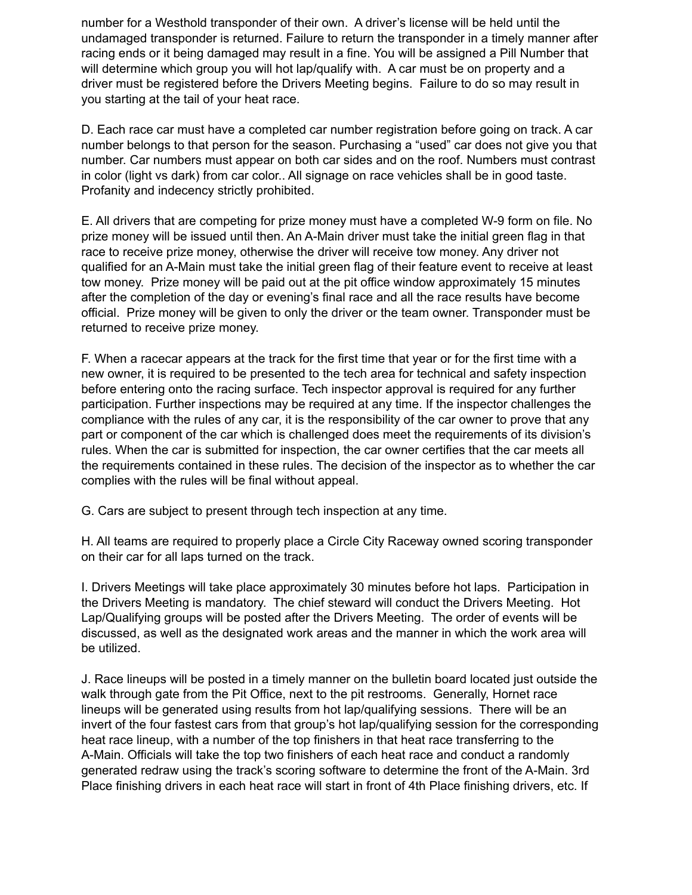number for a Westhold transponder of their own. A driver's license will be held until the undamaged transponder is returned. Failure to return the transponder in a timely manner after racing ends or it being damaged may result in a fine. You will be assigned a Pill Number that will determine which group you will hot lap/qualify with. A car must be on property and a driver must be registered before the Drivers Meeting begins. Failure to do so may result in you starting at the tail of your heat race.

D. Each race car must have a completed car number registration before going on track. A car number belongs to that person for the season. Purchasing a "used" car does not give you that number. Car numbers must appear on both car sides and on the roof. Numbers must contrast in color (light vs dark) from car color.. All signage on race vehicles shall be in good taste. Profanity and indecency strictly prohibited.

E. All drivers that are competing for prize money must have a completed W-9 form on file. No prize money will be issued until then. An A-Main driver must take the initial green flag in that race to receive prize money, otherwise the driver will receive tow money. Any driver not qualified for an A-Main must take the initial green flag of their feature event to receive at least tow money. Prize money will be paid out at the pit office window approximately 15 minutes after the completion of the day or evening's final race and all the race results have become official. Prize money will be given to only the driver or the team owner. Transponder must be returned to receive prize money.

F. When a racecar appears at the track for the first time that year or for the first time with a new owner, it is required to be presented to the tech area for technical and safety inspection before entering onto the racing surface. Tech inspector approval is required for any further participation. Further inspections may be required at any time. If the inspector challenges the compliance with the rules of any car, it is the responsibility of the car owner to prove that any part or component of the car which is challenged does meet the requirements of its division's rules. When the car is submitted for inspection, the car owner certifies that the car meets all the requirements contained in these rules. The decision of the inspector as to whether the car complies with the rules will be final without appeal.

G. Cars are subject to present through tech inspection at any time.

H. All teams are required to properly place a Circle City Raceway owned scoring transponder on their car for all laps turned on the track.

I. Drivers Meetings will take place approximately 30 minutes before hot laps. Participation in the Drivers Meeting is mandatory. The chief steward will conduct the Drivers Meeting. Hot Lap/Qualifying groups will be posted after the Drivers Meeting. The order of events will be discussed, as well as the designated work areas and the manner in which the work area will be utilized.

J. Race lineups will be posted in a timely manner on the bulletin board located just outside the walk through gate from the Pit Office, next to the pit restrooms. Generally, Hornet race lineups will be generated using results from hot lap/qualifying sessions. There will be an invert of the four fastest cars from that group's hot lap/qualifying session for the corresponding heat race lineup, with a number of the top finishers in that heat race transferring to the A-Main. Officials will take the top two finishers of each heat race and conduct a randomly generated redraw using the track's scoring software to determine the front of the A-Main. 3rd Place finishing drivers in each heat race will start in front of 4th Place finishing drivers, etc. If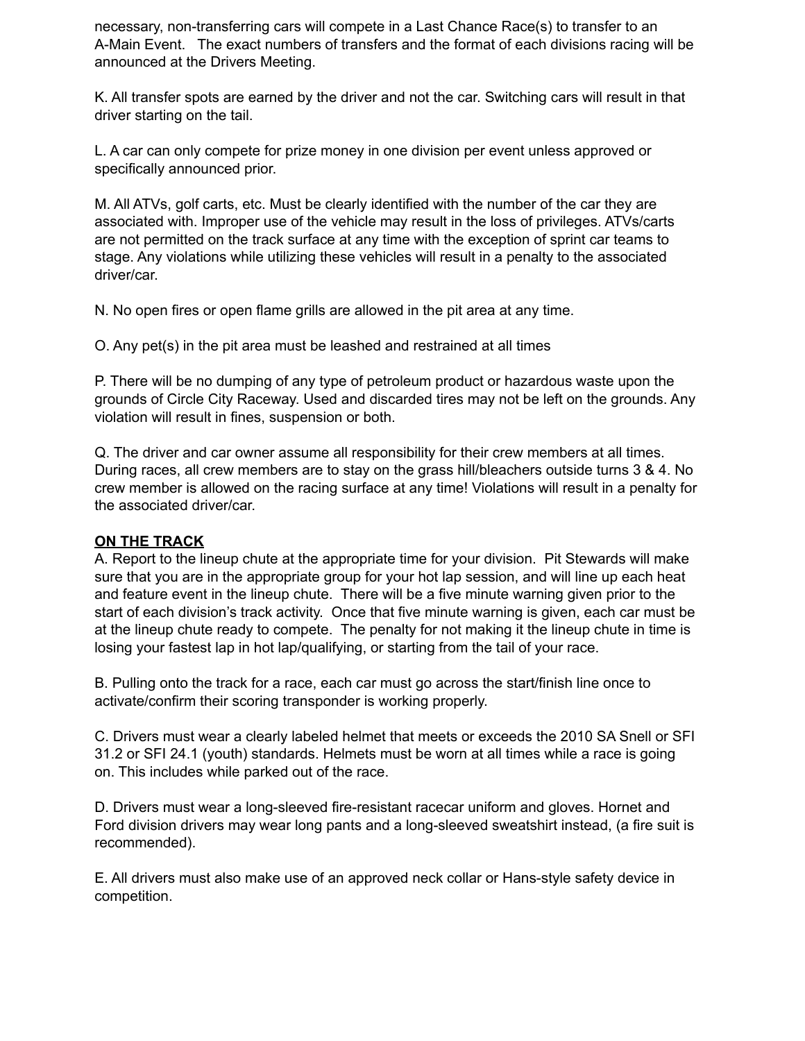necessary, non-transferring cars will compete in a Last Chance Race(s) to transfer to an A-Main Event. The exact numbers of transfers and the format of each divisions racing will be announced at the Drivers Meeting.

K. All transfer spots are earned by the driver and not the car. Switching cars will result in that driver starting on the tail.

L. A car can only compete for prize money in one division per event unless approved or specifically announced prior.

M. All ATVs, golf carts, etc. Must be clearly identified with the number of the car they are associated with. Improper use of the vehicle may result in the loss of privileges. ATVs/carts are not permitted on the track surface at any time with the exception of sprint car teams to stage. Any violations while utilizing these vehicles will result in a penalty to the associated driver/car.

N. No open fires or open flame grills are allowed in the pit area at any time.

O. Any pet(s) in the pit area must be leashed and restrained at all times

P. There will be no dumping of any type of petroleum product or hazardous waste upon the grounds of Circle City Raceway. Used and discarded tires may not be left on the grounds. Any violation will result in fines, suspension or both.

Q. The driver and car owner assume all responsibility for their crew members at all times. During races, all crew members are to stay on the grass hill/bleachers outside turns 3 & 4. No crew member is allowed on the racing surface at any time! Violations will result in a penalty for the associated driver/car.

**ON THE TRACK**

A. Report to the lineup chute at the appropriate time for your division. Pit Stewards will make sure that you are in the appropriate group for your hot lap session, and will line up each heat and feature event in the lineup chute. There will be a five minute warning given prior to the start of each division's track activity. Once that five minute warning is given, each car must be at the lineup chute ready to compete. The penalty for not making it the lineup chute in time is losing your fastest lap in hot lap/qualifying, or starting from the tail of your race.

B. Pulling onto the track for a race, each car must go across the start/finish line once to activate/confirm their scoring transponder is working properly.

C. Drivers must wear a clearly labeled helmet that meets or exceeds the 2010 SA Snell or SFI 31.2 or SFI 24.1 (youth) standards. Helmets must be worn at all times while a race is going on. This includes while parked out of the race.

D. Drivers must wear a long-sleeved fire-resistant racecar uniform and gloves. Hornet and Ford division drivers may wear long pants and a long-sleeved sweatshirt instead, (a fire suit is recommended).

E. All drivers must also make use of an approved neck collar or Hans-style safety device in competition.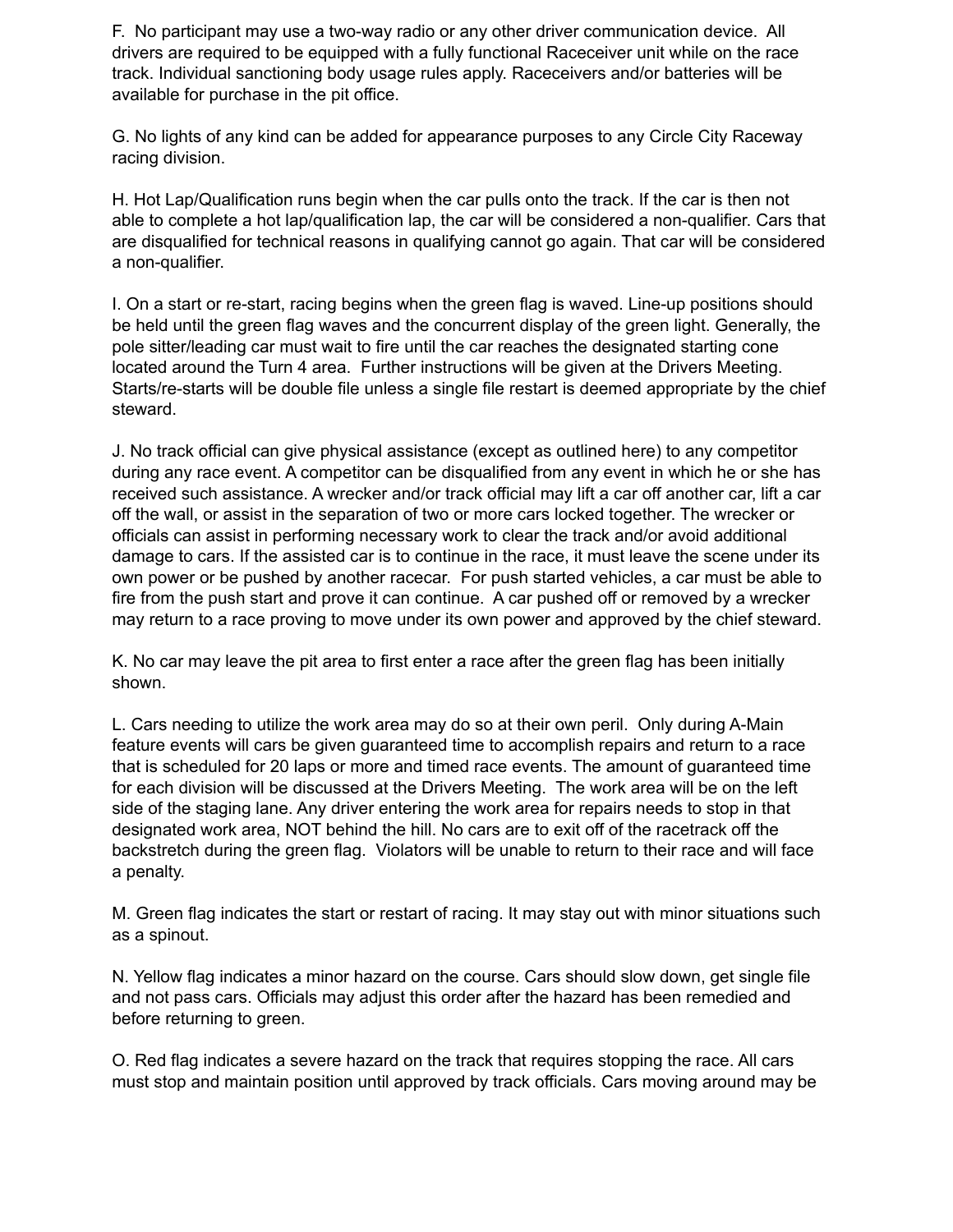F. No participant may use a two-way radio or any other driver communication device. All drivers are required to be equipped with a fully functional Raceceiver unit while on the race track. Individual sanctioning body usage rules apply. Raceceivers and/or batteries will be available for purchase in the pit office.

G. No lights of any kind can be added for appearance purposes to any Circle City Raceway racing division.

H. Hot Lap/Qualification runs begin when the car pulls onto the track. If the car is then not able to complete a hot lap/qualification lap, the car will be considered a non-qualifier. Cars that are disqualified for technical reasons in qualifying cannot go again. That car will be considered a non-qualifier.

I. On a start or re-start, racing begins when the green flag is waved. Line-up positions should be held until the green flag waves and the concurrent display of the green light. Generally, the pole sitter/leading car must wait to fire until the car reaches the designated starting cone located around the Turn 4 area. Further instructions will be given at the Drivers Meeting. Starts/re-starts will be double file unless a single file restart is deemed appropriate by the chief steward.

J. No track official can give physical assistance (except as outlined here) to any competitor during any race event. A competitor can be disqualified from any event in which he or she has received such assistance. A wrecker and/or track official may lift a car off another car, lift a car off the wall, or assist in the separation of two or more cars locked together. The wrecker or officials can assist in performing necessary work to clear the track and/or avoid additional damage to cars. If the assisted car is to continue in the race, it must leave the scene under its own power or be pushed by another racecar. For push started vehicles, a car must be able to fire from the push start and prove it can continue. A car pushed off or removed by a wrecker may return to a race proving to move under its own power and approved by the chief steward.

K. No car may leave the pit area to first enter a race after the green flag has been initially shown.

L. Cars needing to utilize the work area may do so at their own peril. Only during A-Main feature events will cars be given guaranteed time to accomplish repairs and return to a race that is scheduled for 20 laps or more and timed race events. The amount of guaranteed time for each division will be discussed at the Drivers Meeting. The work area will be on the left side of the staging lane. Any driver entering the work area for repairs needs to stop in that designated work area, NOT behind the hill. No cars are to exit off of the racetrack off the backstretch during the green flag. Violators will be unable to return to their race and will face a penalty.

M. Green flag indicates the start or restart of racing. It may stay out with minor situations such as a spinout.

N. Yellow flag indicates a minor hazard on the course. Cars should slow down, get single file and not pass cars. Officials may adjust this order after the hazard has been remedied and before returning to green.

O. Red flag indicates a severe hazard on the track that requires stopping the race. All cars must stop and maintain position until approved by track officials. Cars moving around may be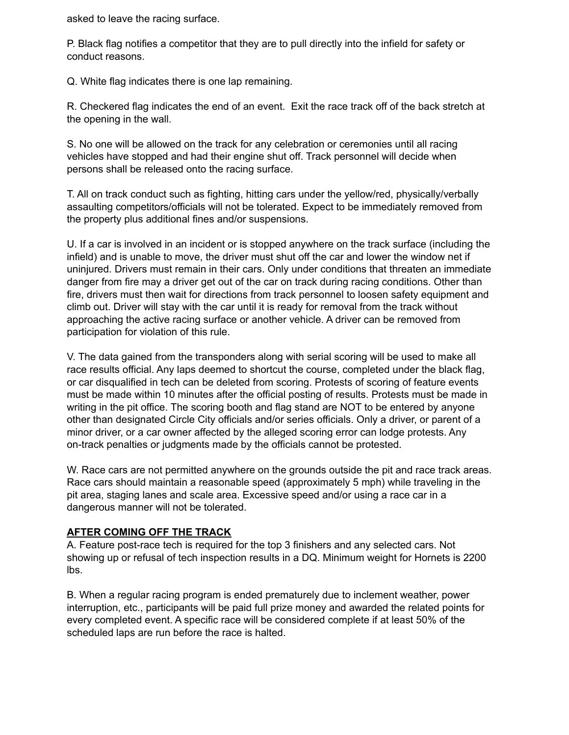asked to leave the racing surface.

P. Black flag notifies a competitor that they are to pull directly into the infield for safety or conduct reasons.

Q. White flag indicates there is one lap remaining.

R. Checkered flag indicates the end of an event.  Exit the race track off of the back stretch at the opening in the wall.

S. No one will be allowed on the track for any celebration or ceremonies until all racing vehicles have stopped and had their engine shut off. Track personnel will decide when persons shall be released onto the racing surface.

T. All on track conduct such as fighting, hitting cars under the yellow/red, physically/verbally assaulting competitors/officials will not be tolerated. Expect to be immediately removed from the property plus additional fines and/or suspensions.

U. If a car is involved in an incident or is stopped anywhere on the track surface (including the infield) and is unable to move, the driver must shut off the car and lower the window net if uninjured. Drivers must remain in their cars. Only under conditions that threaten an immediate danger from fire may a driver get out of the car on track during racing conditions. Other than fire, drivers must then wait for directions from track personnel to loosen safety equipment and climb out. Driver will stay with the car until it is ready for removal from the track without approaching the active racing surface or another vehicle. A driver can be removed from participation for violation of this rule.

V. The data gained from the transponders along with serial scoring will be used to make all race results official. Any laps deemed to shortcut the course, completed under the black flag, or car disqualified in tech can be deleted from scoring. Protests of scoring of feature events must be made within 10 minutes after the official posting of results. Protests must be made in writing in the pit office. The scoring booth and flag stand are NOT to be entered by anyone other than designated Circle City officials and/or series officials. Only a driver, or parent of a minor driver, or a car owner affected by the alleged scoring error can lodge protests. Any on-track penalties or judgments made by the officials cannot be protested.

W. Race cars are not permitted anywhere on the grounds outside the pit and race track areas. Race cars should maintain a reasonable speed (approximately 5 mph) while traveling in the pit area, staging lanes and scale area. Excessive speed and/or using a race car in a dangerous manner will not be tolerated.

**AFTER COMING OFF THE TRACK**

A. Feature post-race tech is required for the top 3 finishers and any selected cars. Not showing up or refusal of tech inspection results in a DQ. Minimum weight for Hornets is 2200 lbs.

B. When a regular racing program is ended prematurely due to inclement weather, power interruption, etc., participants will be paid full prize money and awarded the related points for every completed event. A specific race will be considered complete if at least 50% of the scheduled laps are run before the race is halted.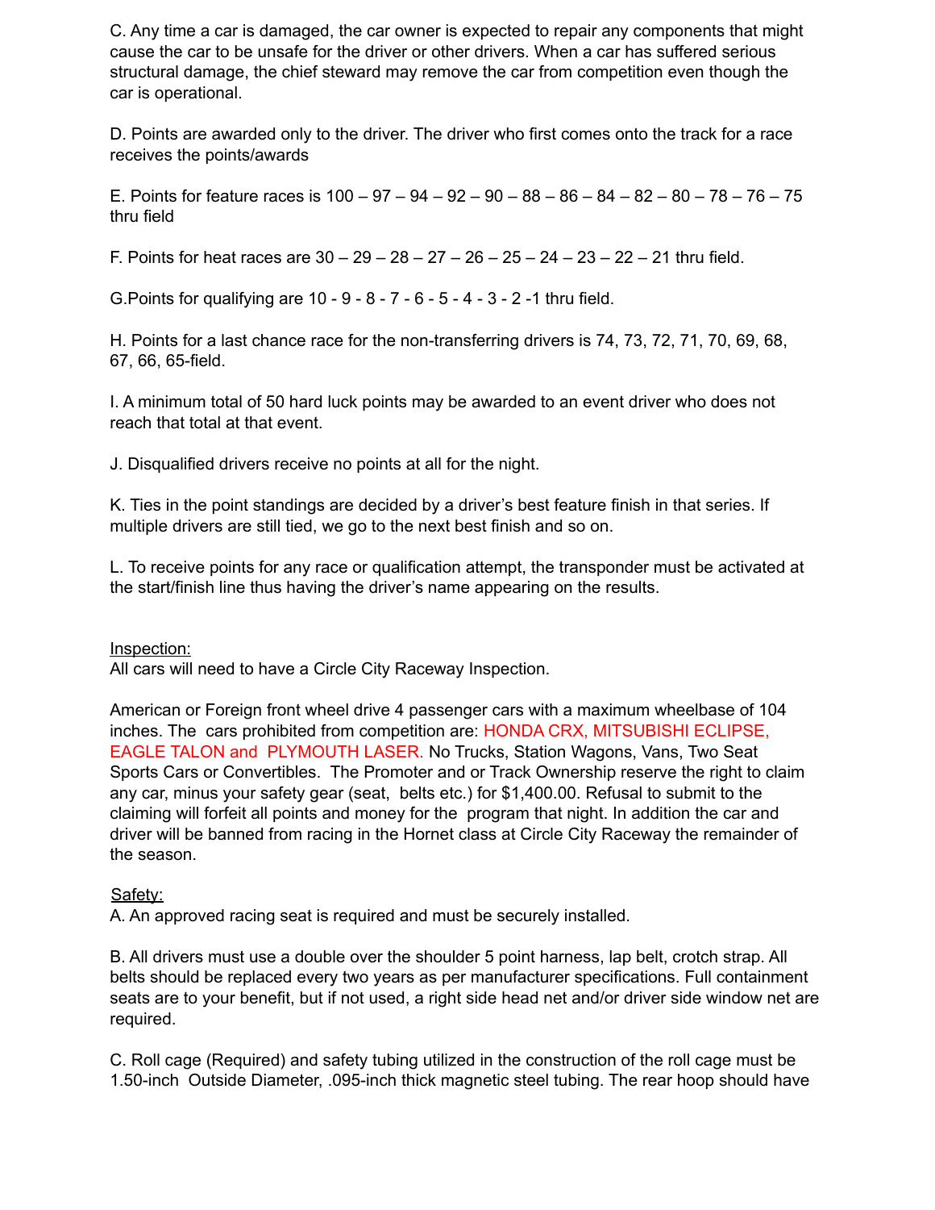C. Any time a car is damaged, the car owner is expected to repair any components that might cause the car to be unsafe for the driver or other drivers. When a car has suffered serious structural damage, the chief steward may remove the car from competition even though the car is operational.

D. Points are awarded only to the driver. The driver who first comes onto the track for a race receives the points/awards

E. Points for feature races is 100 – 97 – 94 – 92 – 90 – 88 – 86 – 84 – 82 – 80 – 78 – 76 – 75 thru field

F. Points for heat races are 30 – 29 – 28 – 27 – 26 – 25 – 24 – 23 – 22 – 21 thru field.

G.Points for qualifying are 10 - 9 - 8 - 7 - 6 - 5 - 4 - 3 - 2 -1 thru field.

H. Points for a last chance race for the non-transferring drivers is 74, 73, 72, 71, 70, 69, 68, 67, 66, 65-field.

I. A minimum total of 50 hard luck points may be awarded to an event driver who does not reach that total at that event.

J. Disqualified drivers receive no points at all for the night.

K. Ties in the point standings are decided by a driver's best feature finish in that series. If multiple drivers are still tied, we go to the next best finish and so on.

L. To receive points for any race or qualification attempt, the transponder must be activated at the start/finish line thus having the driver's name appearing on the results.

<u>Inspection:</u>
All cars will need to have a Circle City Raceway Inspection.

American or Foreign front wheel drive 4 passenger cars with a maximum wheelbase of 104 inches. The cars prohibited from competition are: HONDA CRX, MITSUBISHI ECLIPSE, EAGLE TALON and PLYMOUTH LASER. No Trucks, Station Wagons, Vans, Two Seat Sports Cars or Convertibles. The Promoter and or Track Ownership reserve the right to claim any car, minus your safety gear (seat, belts etc.) for $1,400.00. Refusal to submit to the claiming will forfeit all points and money for the program that night. In addition the car and driver will be banned from racing in the Hornet class at Circle City Raceway the remainder of the season.

<u>Safety:</u>
A. An approved racing seat is required and must be securely installed.

B. All drivers must use a double over the shoulder 5 point harness, lap belt, crotch strap. All belts should be replaced every two years as per manufacturer specifications. Full containment seats are to your benefit, but if not used, a right side head net and/or driver side window net are required.

C. Roll cage (Required) and safety tubing utilized in the construction of the roll cage must be 1.50-inch Outside Diameter, .095-inch thick magnetic steel tubing. The rear hoop should have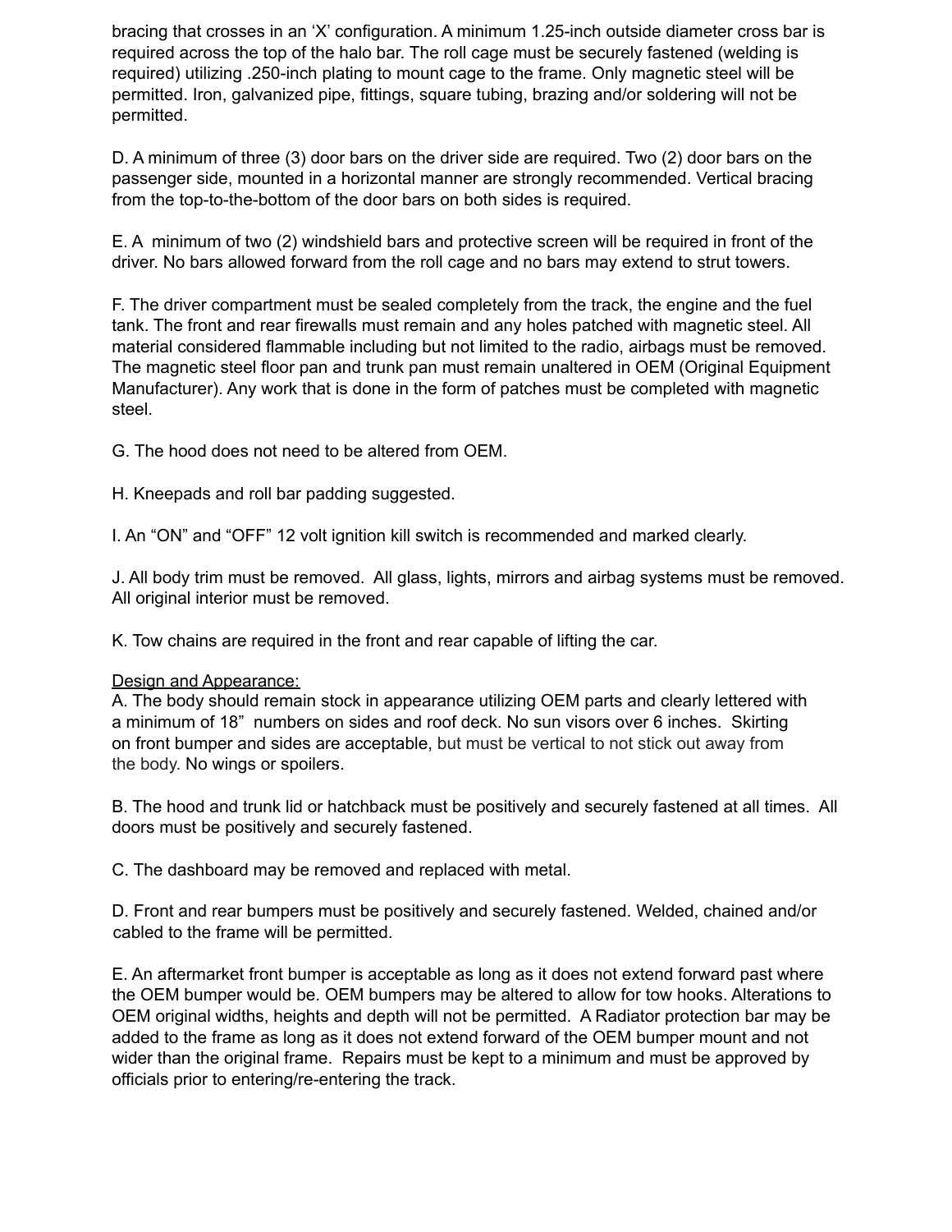bracing that crosses in an ‘X’ configuration. A minimum 1.25-inch outside diameter cross bar is required across the top of the halo bar. The roll cage must be securely fastened (welding is required) utilizing .250-inch plating to mount cage to the frame. Only magnetic steel will be permitted. Iron, galvanized pipe, fittings, square tubing, brazing and/or soldering will not be permitted.

D. A minimum of three (3) door bars on the driver side are required. Two (2) door bars on the passenger side, mounted in a horizontal manner are strongly recommended. Vertical bracing from the top-to-the-bottom of the door bars on both sides is required.

E. A minimum of two (2) windshield bars and protective screen will be required in front of the driver. No bars allowed forward from the roll cage and no bars may extend to strut towers.

F. The driver compartment must be sealed completely from the track, the engine and the fuel tank. The front and rear firewalls must remain and any holes patched with magnetic steel. All material considered flammable including but not limited to the radio, airbags must be removed. The magnetic steel floor pan and trunk pan must remain unaltered in OEM (Original Equipment Manufacturer). Any work that is done in the form of patches must be completed with magnetic steel.

G. The hood does not need to be altered from OEM.

H. Kneepads and roll bar padding suggested.

I. An “ON” and “OFF” 12 volt ignition kill switch is recommended and marked clearly.

J. All body trim must be removed. All glass, lights, mirrors and airbag systems must be removed. All original interior must be removed.

K. Tow chains are required in the front and rear capable of lifting the car.

<u>Design and Appearance:</u>

A. The body should remain stock in appearance utilizing OEM parts and clearly lettered with a minimum of 18” numbers on sides and roof deck. No sun visors over 6 inches. Skirting on front bumper and sides are acceptable, but must be vertical to not stick out away from the body. No wings or spoilers.

B. The hood and trunk lid or hatchback must be positively and securely fastened at all times. All doors must be positively and securely fastened.

C. The dashboard may be removed and replaced with metal.

D. Front and rear bumpers must be positively and securely fastened. Welded, chained and/or cabled to the frame will be permitted.

E. An aftermarket front bumper is acceptable as long as it does not extend forward past where the OEM bumper would be. OEM bumpers may be altered to allow for tow hooks. Alterations to OEM original widths, heights and depth will not be permitted. A Radiator protection bar may be added to the frame as long as it does not extend forward of the OEM bumper mount and not wider than the original frame. Repairs must be kept to a minimum and must be approved by officials prior to entering/re-entering the track.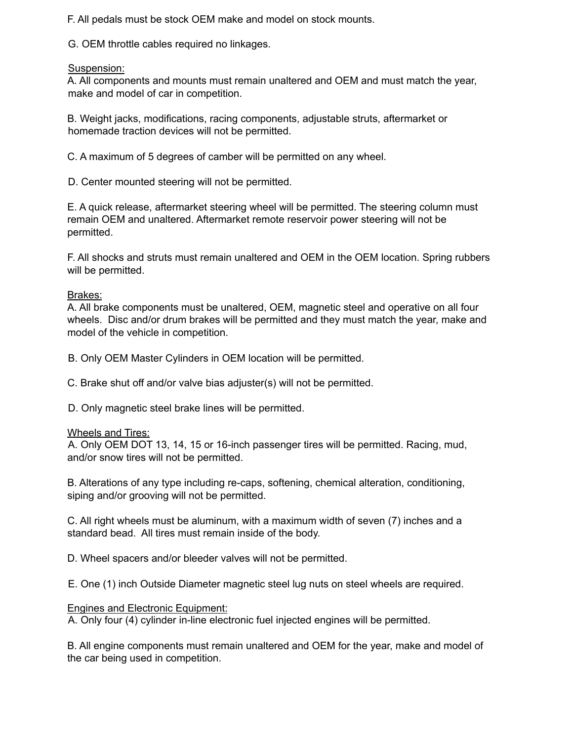F. All pedals must be stock OEM make and model on stock mounts.

G. OEM throttle cables required no linkages.

Suspension:

A. All components and mounts must remain unaltered and OEM and must match the year, make and model of car in competition.

B. Weight jacks, modifications, racing components, adjustable struts, aftermarket or homemade traction devices will not be permitted.

C. A maximum of 5 degrees of camber will be permitted on any wheel.

D. Center mounted steering will not be permitted.

E. A quick release, aftermarket steering wheel will be permitted. The steering column must remain OEM and unaltered. Aftermarket remote reservoir power steering will not be permitted.

F. All shocks and struts must remain unaltered and OEM in the OEM location. Spring rubbers will be permitted.

Brakes:

A. All brake components must be unaltered, OEM, magnetic steel and operative on all four wheels. Disc and/or drum brakes will be permitted and they must match the year, make and model of the vehicle in competition.

B. Only OEM Master Cylinders in OEM location will be permitted.

C. Brake shut off and/or valve bias adjuster(s) will not be permitted.

D. Only magnetic steel brake lines will be permitted.

Wheels and Tires:

A. Only OEM DOT 13, 14, 15 or 16-inch passenger tires will be permitted. Racing, mud, and/or snow tires will not be permitted.

B. Alterations of any type including re-caps, softening, chemical alteration, conditioning, siping and/or grooving will not be permitted.

C. All right wheels must be aluminum, with a maximum width of seven (7) inches and a standard bead. All tires must remain inside of the body.

D. Wheel spacers and/or bleeder valves will not be permitted.

E. One (1) inch Outside Diameter magnetic steel lug nuts on steel wheels are required.

Engines and Electronic Equipment:

A. Only four (4) cylinder in-line electronic fuel injected engines will be permitted.

B. All engine components must remain unaltered and OEM for the year, make and model of the car being used in competition.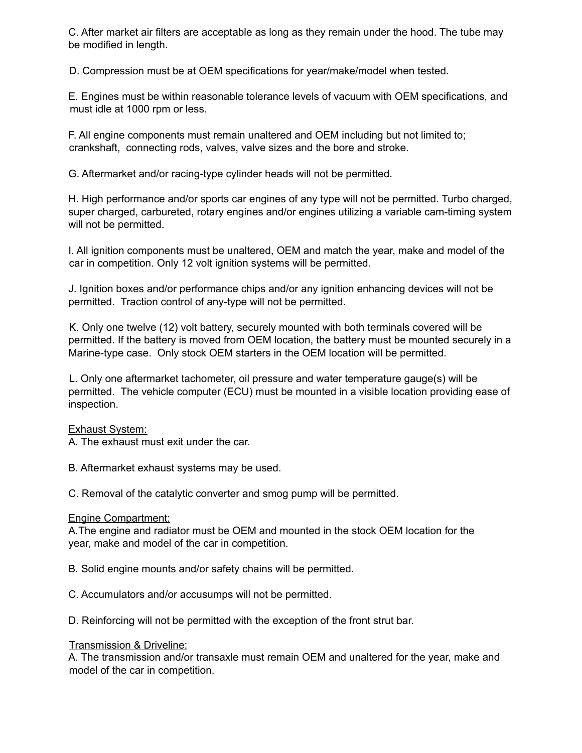C. After market air filters are acceptable as long as they remain under the hood. The tube may be modified in length.

D. Compression must be at OEM specifications for year/make/model when tested.

E. Engines must be within reasonable tolerance levels of vacuum with OEM specifications, and must idle at 1000 rpm or less.

F. All engine components must remain unaltered and OEM including but not limited to; crankshaft, connecting rods, valves, valve sizes and the bore and stroke.

G. Aftermarket and/or racing-type cylinder heads will not be permitted.

H. High performance and/or sports car engines of any type will not be permitted. Turbo charged, super charged, carbureted, rotary engines and/or engines utilizing a variable cam-timing system will not be permitted.

I. All ignition components must be unaltered, OEM and match the year, make and model of the car in competition. Only 12 volt ignition systems will be permitted.

J. Ignition boxes and/or performance chips and/or any ignition enhancing devices will not be permitted. Traction control of any-type will not be permitted.

K. Only one twelve (12) volt battery, securely mounted with both terminals covered will be permitted. If the battery is moved from OEM location, the battery must be mounted securely in a Marine-type case. Only stock OEM starters in the OEM location will be permitted.

L. Only one aftermarket tachometer, oil pressure and water temperature gauge(s) will be permitted. The vehicle computer (ECU) must be mounted in a visible location providing ease of inspection.

<u>Exhaust System:</u>
A. The exhaust must exit under the car.

B. Aftermarket exhaust systems may be used.

C. Removal of the catalytic converter and smog pump will be permitted.

<u>Engine Compartment:</u>
A.The engine and radiator must be OEM and mounted in the stock OEM location for the year, make and model of the car in competition.

B. Solid engine mounts and/or safety chains will be permitted.

C. Accumulators and/or accusumps will not be permitted.

D. Reinforcing will not be permitted with the exception of the front strut bar.

<u>Transmission & Driveline:</u>
A. The transmission and/or transaxle must remain OEM and unaltered for the year, make and model of the car in competition.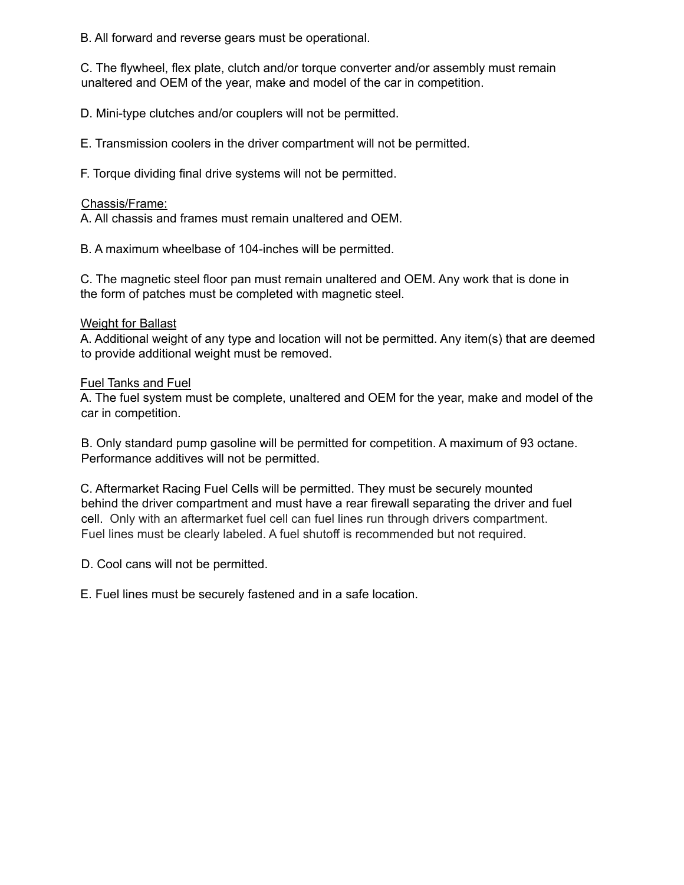B. All forward and reverse gears must be operational.

C. The flywheel, flex plate, clutch and/or torque converter and/or assembly must remain unaltered and OEM of the year, make and model of the car in competition.

D. Mini-type clutches and/or couplers will not be permitted.

E. Transmission coolers in the driver compartment will not be permitted.

F. Torque dividing final drive systems will not be permitted.

Chassis/Frame:

A. All chassis and frames must remain unaltered and OEM.

B. A maximum wheelbase of 104-inches will be permitted.

C. The magnetic steel floor pan must remain unaltered and OEM. Any work that is done in the form of patches must be completed with magnetic steel.

Weight for Ballast

A. Additional weight of any type and location will not be permitted. Any item(s) that are deemed to provide additional weight must be removed.

Fuel Tanks and Fuel

A. The fuel system must be complete, unaltered and OEM for the year, make and model of the car in competition.

B. Only standard pump gasoline will be permitted for competition. A maximum of 93 octane. Performance additives will not be permitted.

C. Aftermarket Racing Fuel Cells will be permitted. They must be securely mounted behind the driver compartment and must have a rear firewall separating the driver and fuel cell. Only with an aftermarket fuel cell can fuel lines run through drivers compartment. Fuel lines must be clearly labeled. A fuel shutoff is recommended but not required.

D. Cool cans will not be permitted.

E. Fuel lines must be securely fastened and in a safe location.